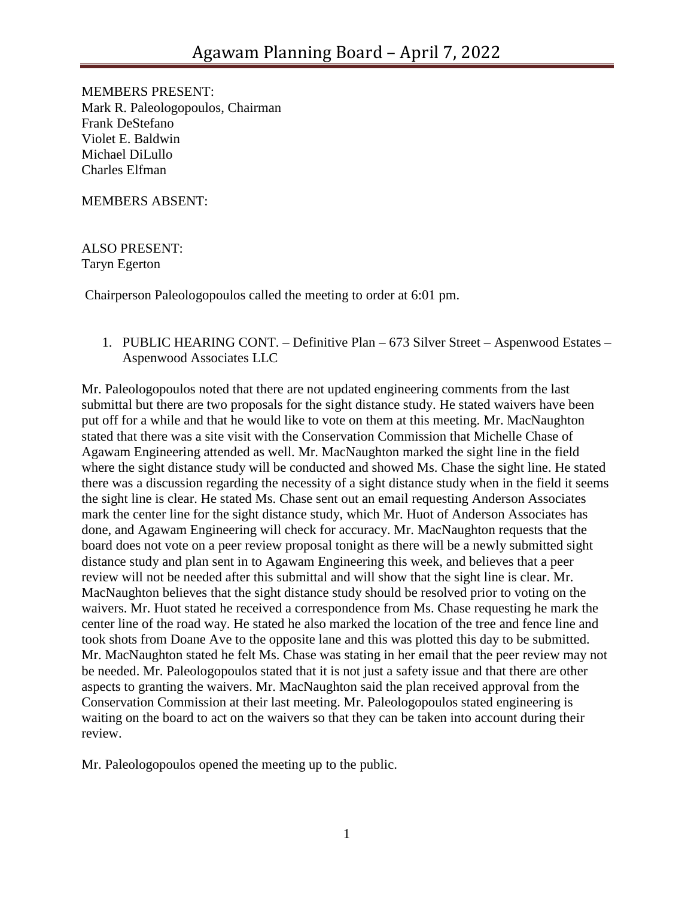# Agawam Planning Board – April 7, 2022

MEMBERS PRESENT:
Mark R. Paleologopoulos, Chairman
Frank DeStefano
Violet E. Baldwin
Michael DiLullo
Charles Elfman

MEMBERS ABSENT:

ALSO PRESENT:
Taryn Egerton

Chairperson Paleologopoulos called the meeting to order at 6:01 pm.

1. PUBLIC HEARING CONT. – Definitive Plan – 673 Silver Street – Aspenwood Estates – Aspenwood Associates LLC

Mr. Paleologopoulos noted that there are not updated engineering comments from the last submittal but there are two proposals for the sight distance study. He stated waivers have been put off for a while and that he would like to vote on them at this meeting. Mr. MacNaughton stated that there was a site visit with the Conservation Commission that Michelle Chase of Agawam Engineering attended as well. Mr. MacNaughton marked the sight line in the field where the sight distance study will be conducted and showed Ms. Chase the sight line. He stated there was a discussion regarding the necessity of a sight distance study when in the field it seems the sight line is clear. He stated Ms. Chase sent out an email requesting Anderson Associates mark the center line for the sight distance study, which Mr. Huot of Anderson Associates has done, and Agawam Engineering will check for accuracy. Mr. MacNaughton requests that the board does not vote on a peer review proposal tonight as there will be a newly submitted sight distance study and plan sent in to Agawam Engineering this week, and believes that a peer review will not be needed after this submittal and will show that the sight line is clear. Mr. MacNaughton believes that the sight distance study should be resolved prior to voting on the waivers. Mr. Huot stated he received a correspondence from Ms. Chase requesting he mark the center line of the road way. He stated he also marked the location of the tree and fence line and took shots from Doane Ave to the opposite lane and this was plotted this day to be submitted. Mr. MacNaughton stated he felt Ms. Chase was stating in her email that the peer review may not be needed. Mr. Paleologopoulos stated that it is not just a safety issue and that there are other aspects to granting the waivers. Mr. MacNaughton said the plan received approval from the Conservation Commission at their last meeting. Mr. Paleologopoulos stated engineering is waiting on the board to act on the waivers so that they can be taken into account during their review.

Mr. Paleologopoulos opened the meeting up to the public.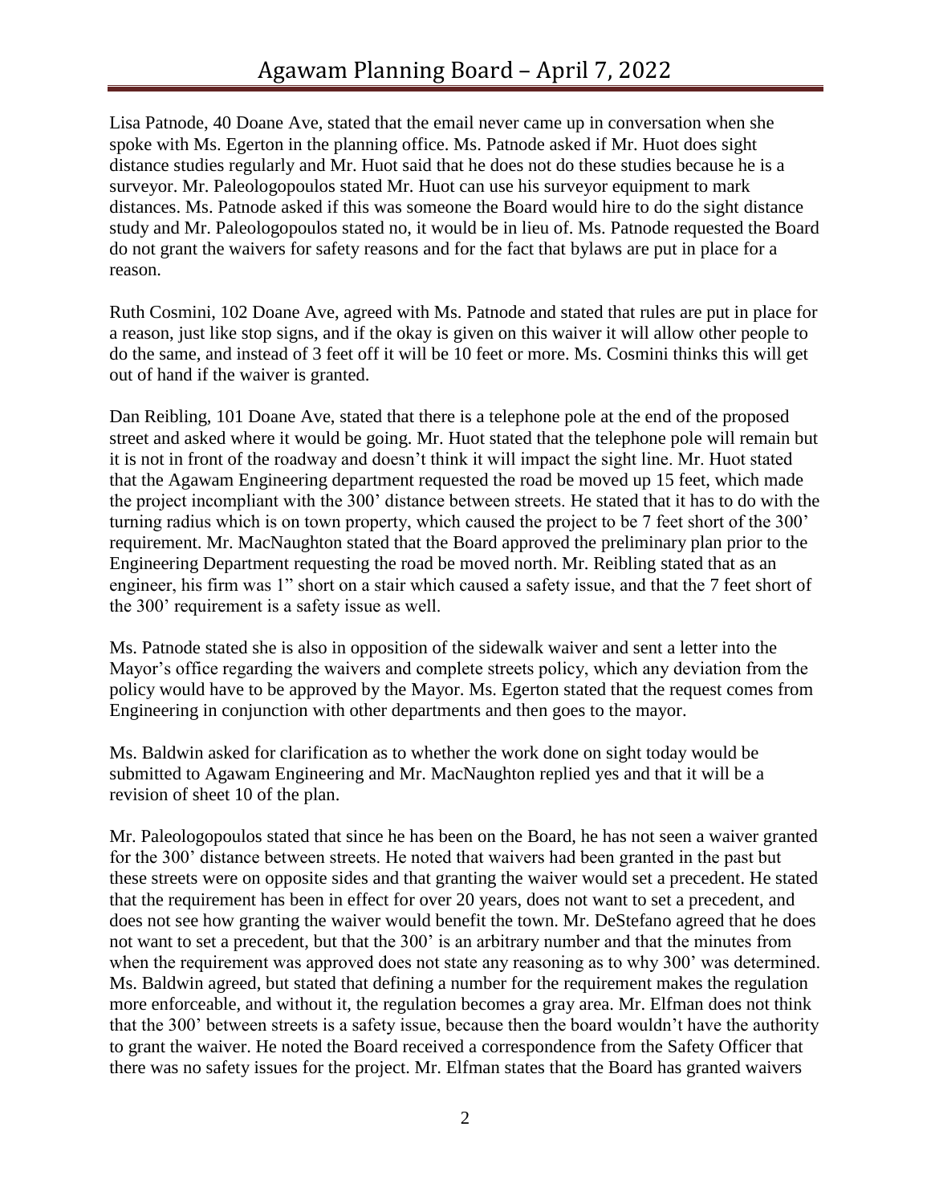Lisa Patnode, 40 Doane Ave, stated that the email never came up in conversation when she spoke with Ms. Egerton in the planning office. Ms. Patnode asked if Mr. Huot does sight distance studies regularly and Mr. Huot said that he does not do these studies because he is a surveyor. Mr. Paleologopoulos stated Mr. Huot can use his surveyor equipment to mark distances. Ms. Patnode asked if this was someone the Board would hire to do the sight distance study and Mr. Paleologopoulos stated no, it would be in lieu of. Ms. Patnode requested the Board do not grant the waivers for safety reasons and for the fact that bylaws are put in place for a reason.

Ruth Cosmini, 102 Doane Ave, agreed with Ms. Patnode and stated that rules are put in place for a reason, just like stop signs, and if the okay is given on this waiver it will allow other people to do the same, and instead of 3 feet off it will be 10 feet or more. Ms. Cosmini thinks this will get out of hand if the waiver is granted.

Dan Reibling, 101 Doane Ave, stated that there is a telephone pole at the end of the proposed street and asked where it would be going. Mr. Huot stated that the telephone pole will remain but it is not in front of the roadway and doesn't think it will impact the sight line. Mr. Huot stated that the Agawam Engineering department requested the road be moved up 15 feet, which made the project incompliant with the 300' distance between streets. He stated that it has to do with the turning radius which is on town property, which caused the project to be 7 feet short of the 300' requirement. Mr. MacNaughton stated that the Board approved the preliminary plan prior to the Engineering Department requesting the road be moved north. Mr. Reibling stated that as an engineer, his firm was 1" short on a stair which caused a safety issue, and that the 7 feet short of the 300' requirement is a safety issue as well.

Ms. Patnode stated she is also in opposition of the sidewalk waiver and sent a letter into the Mayor's office regarding the waivers and complete streets policy, which any deviation from the policy would have to be approved by the Mayor. Ms. Egerton stated that the request comes from Engineering in conjunction with other departments and then goes to the mayor.

Ms. Baldwin asked for clarification as to whether the work done on sight today would be submitted to Agawam Engineering and Mr. MacNaughton replied yes and that it will be a revision of sheet 10 of the plan.

Mr. Paleologopoulos stated that since he has been on the Board, he has not seen a waiver granted for the 300' distance between streets. He noted that waivers had been granted in the past but these streets were on opposite sides and that granting the waiver would set a precedent. He stated that the requirement has been in effect for over 20 years, does not want to set a precedent, and does not see how granting the waiver would benefit the town. Mr. DeStefano agreed that he does not want to set a precedent, but that the 300' is an arbitrary number and that the minutes from when the requirement was approved does not state any reasoning as to why 300' was determined. Ms. Baldwin agreed, but stated that defining a number for the requirement makes the regulation more enforceable, and without it, the regulation becomes a gray area. Mr. Elfman does not think that the 300' between streets is a safety issue, because then the board wouldn't have the authority to grant the waiver. He noted the Board received a correspondence from the Safety Officer that there was no safety issues for the project. Mr. Elfman states that the Board has granted waivers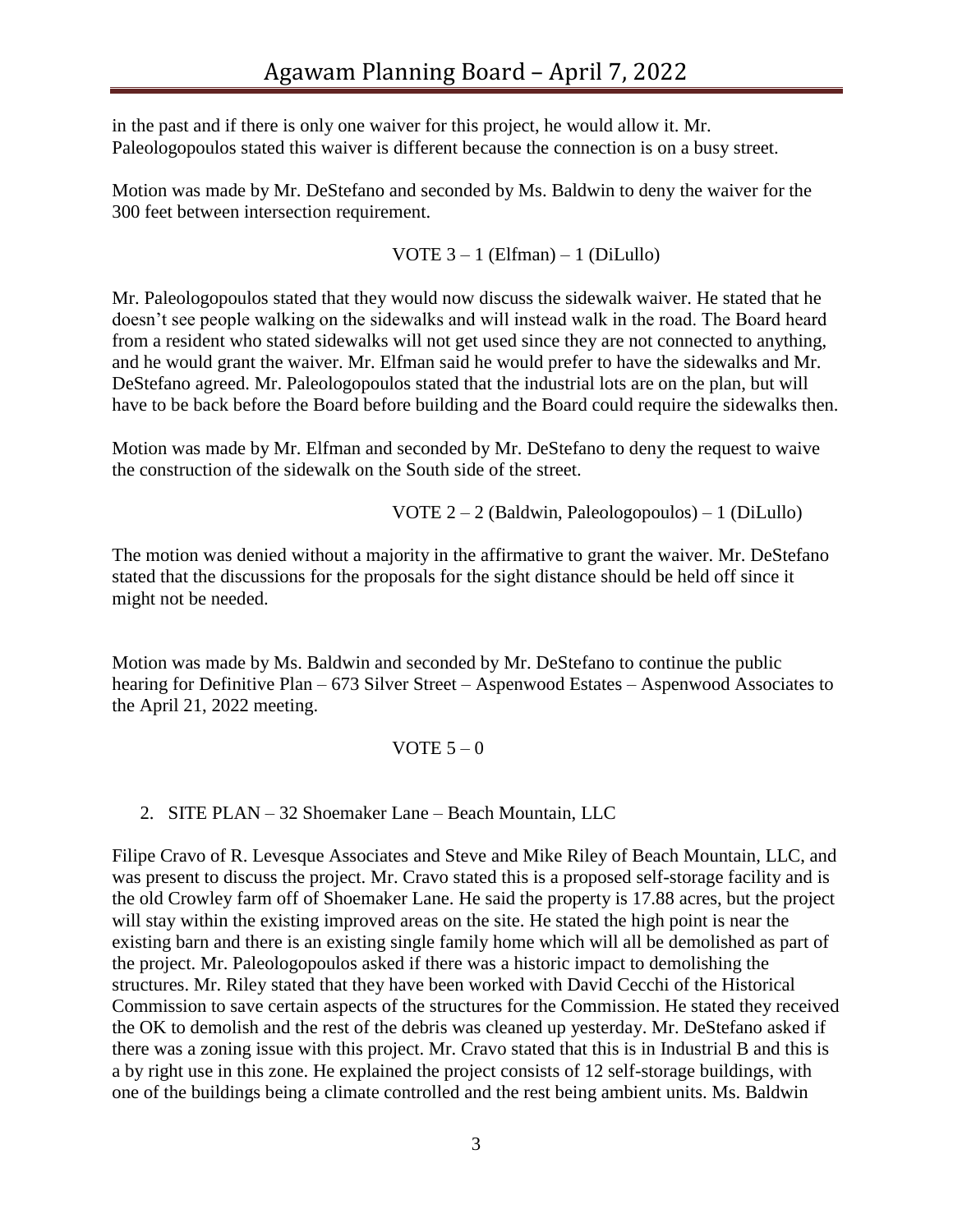in the past and if there is only one waiver for this project, he would allow it. Mr. Paleologopoulos stated this waiver is different because the connection is on a busy street.

Motion was made by Mr. DeStefano and seconded by Ms. Baldwin to deny the waiver for the 300 feet between intersection requirement.

VOTE 3 – 1 (Elfman) – 1 (DiLullo)

Mr. Paleologopoulos stated that they would now discuss the sidewalk waiver. He stated that he doesn't see people walking on the sidewalks and will instead walk in the road. The Board heard from a resident who stated sidewalks will not get used since they are not connected to anything, and he would grant the waiver. Mr. Elfman said he would prefer to have the sidewalks and Mr. DeStefano agreed. Mr. Paleologopoulos stated that the industrial lots are on the plan, but will have to be back before the Board before building and the Board could require the sidewalks then.

Motion was made by Mr. Elfman and seconded by Mr. DeStefano to deny the request to waive the construction of the sidewalk on the South side of the street.

VOTE 2 – 2 (Baldwin, Paleologopoulos) – 1 (DiLullo)

The motion was denied without a majority in the affirmative to grant the waiver. Mr. DeStefano stated that the discussions for the proposals for the sight distance should be held off since it might not be needed.

Motion was made by Ms. Baldwin and seconded by Mr. DeStefano to continue the public hearing for Definitive Plan – 673 Silver Street – Aspenwood Estates – Aspenwood Associates to the April 21, 2022 meeting.

VOTE 5 – 0

2. SITE PLAN – 32 Shoemaker Lane – Beach Mountain, LLC

Filipe Cravo of R. Levesque Associates and Steve and Mike Riley of Beach Mountain, LLC, and was present to discuss the project. Mr. Cravo stated this is a proposed self-storage facility and is the old Crowley farm off of Shoemaker Lane. He said the property is 17.88 acres, but the project will stay within the existing improved areas on the site. He stated the high point is near the existing barn and there is an existing single family home which will all be demolished as part of the project. Mr. Paleologopoulos asked if there was a historic impact to demolishing the structures. Mr. Riley stated that they have been worked with David Cecchi of the Historical Commission to save certain aspects of the structures for the Commission. He stated they received the OK to demolish and the rest of the debris was cleaned up yesterday. Mr. DeStefano asked if there was a zoning issue with this project. Mr. Cravo stated that this is in Industrial B and this is a by right use in this zone. He explained the project consists of 12 self-storage buildings, with one of the buildings being a climate controlled and the rest being ambient units. Ms. Baldwin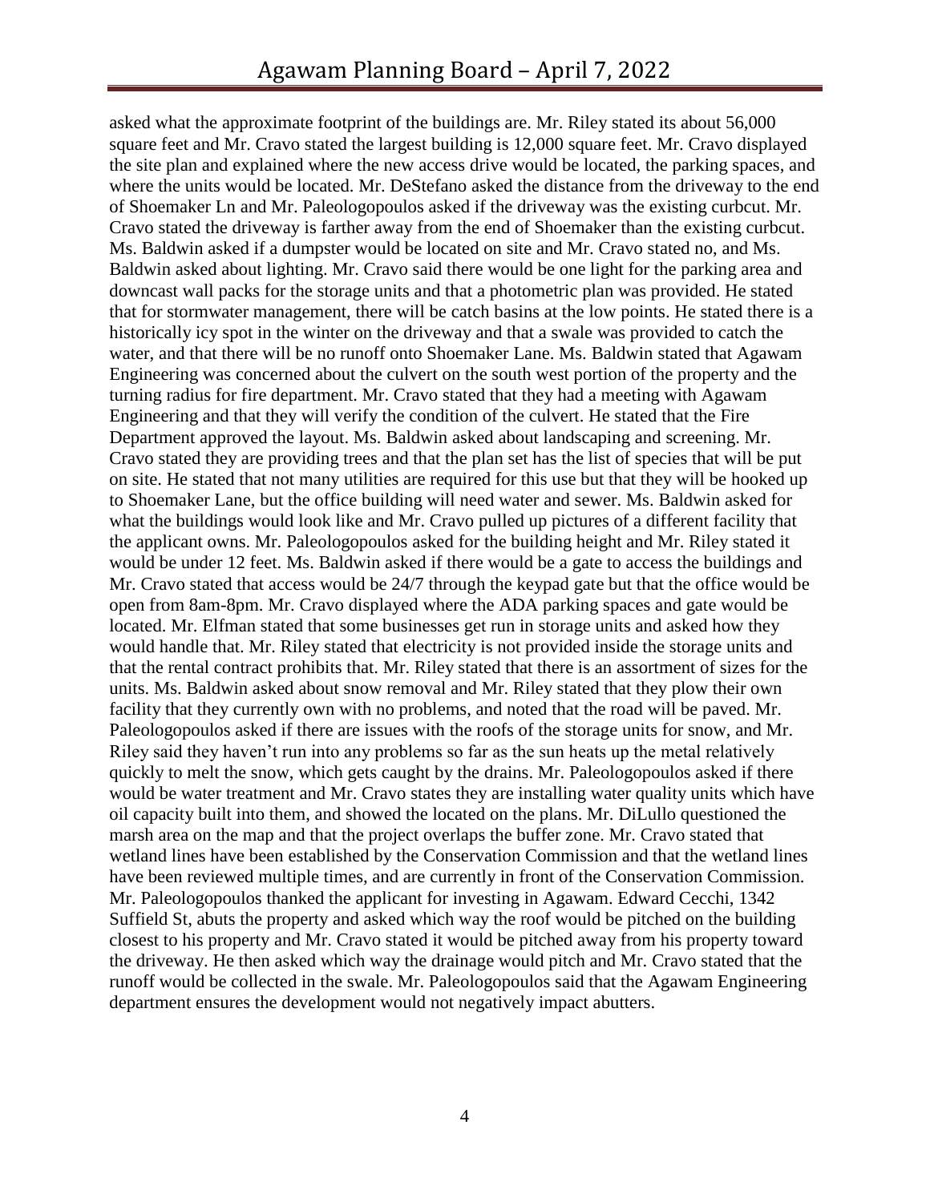asked what the approximate footprint of the buildings are. Mr. Riley stated its about 56,000 square feet and Mr. Cravo stated the largest building is 12,000 square feet. Mr. Cravo displayed the site plan and explained where the new access drive would be located, the parking spaces, and where the units would be located. Mr. DeStefano asked the distance from the driveway to the end of Shoemaker Ln and Mr. Paleologopoulos asked if the driveway was the existing curbcut. Mr. Cravo stated the driveway is farther away from the end of Shoemaker than the existing curbcut. Ms. Baldwin asked if a dumpster would be located on site and Mr. Cravo stated no, and Ms. Baldwin asked about lighting. Mr. Cravo said there would be one light for the parking area and downcast wall packs for the storage units and that a photometric plan was provided. He stated that for stormwater management, there will be catch basins at the low points. He stated there is a historically icy spot in the winter on the driveway and that a swale was provided to catch the water, and that there will be no runoff onto Shoemaker Lane. Ms. Baldwin stated that Agawam Engineering was concerned about the culvert on the south west portion of the property and the turning radius for fire department. Mr. Cravo stated that they had a meeting with Agawam Engineering and that they will verify the condition of the culvert. He stated that the Fire Department approved the layout. Ms. Baldwin asked about landscaping and screening. Mr. Cravo stated they are providing trees and that the plan set has the list of species that will be put on site. He stated that not many utilities are required for this use but that they will be hooked up to Shoemaker Lane, but the office building will need water and sewer. Ms. Baldwin asked for what the buildings would look like and Mr. Cravo pulled up pictures of a different facility that the applicant owns. Mr. Paleologopoulos asked for the building height and Mr. Riley stated it would be under 12 feet. Ms. Baldwin asked if there would be a gate to access the buildings and Mr. Cravo stated that access would be 24/7 through the keypad gate but that the office would be open from 8am-8pm. Mr. Cravo displayed where the ADA parking spaces and gate would be located. Mr. Elfman stated that some businesses get run in storage units and asked how they would handle that. Mr. Riley stated that electricity is not provided inside the storage units and that the rental contract prohibits that. Mr. Riley stated that there is an assortment of sizes for the units. Ms. Baldwin asked about snow removal and Mr. Riley stated that they plow their own facility that they currently own with no problems, and noted that the road will be paved. Mr. Paleologopoulos asked if there are issues with the roofs of the storage units for snow, and Mr. Riley said they haven't run into any problems so far as the sun heats up the metal relatively quickly to melt the snow, which gets caught by the drains. Mr. Paleologopoulos asked if there would be water treatment and Mr. Cravo states they are installing water quality units which have oil capacity built into them, and showed the located on the plans. Mr. DiLullo questioned the marsh area on the map and that the project overlaps the buffer zone. Mr. Cravo stated that wetland lines have been established by the Conservation Commission and that the wetland lines have been reviewed multiple times, and are currently in front of the Conservation Commission. Mr. Paleologopoulos thanked the applicant for investing in Agawam. Edward Cecchi, 1342 Suffield St, abuts the property and asked which way the roof would be pitched on the building closest to his property and Mr. Cravo stated it would be pitched away from his property toward the driveway. He then asked which way the drainage would pitch and Mr. Cravo stated that the runoff would be collected in the swale. Mr. Paleologopoulos said that the Agawam Engineering department ensures the development would not negatively impact abutters.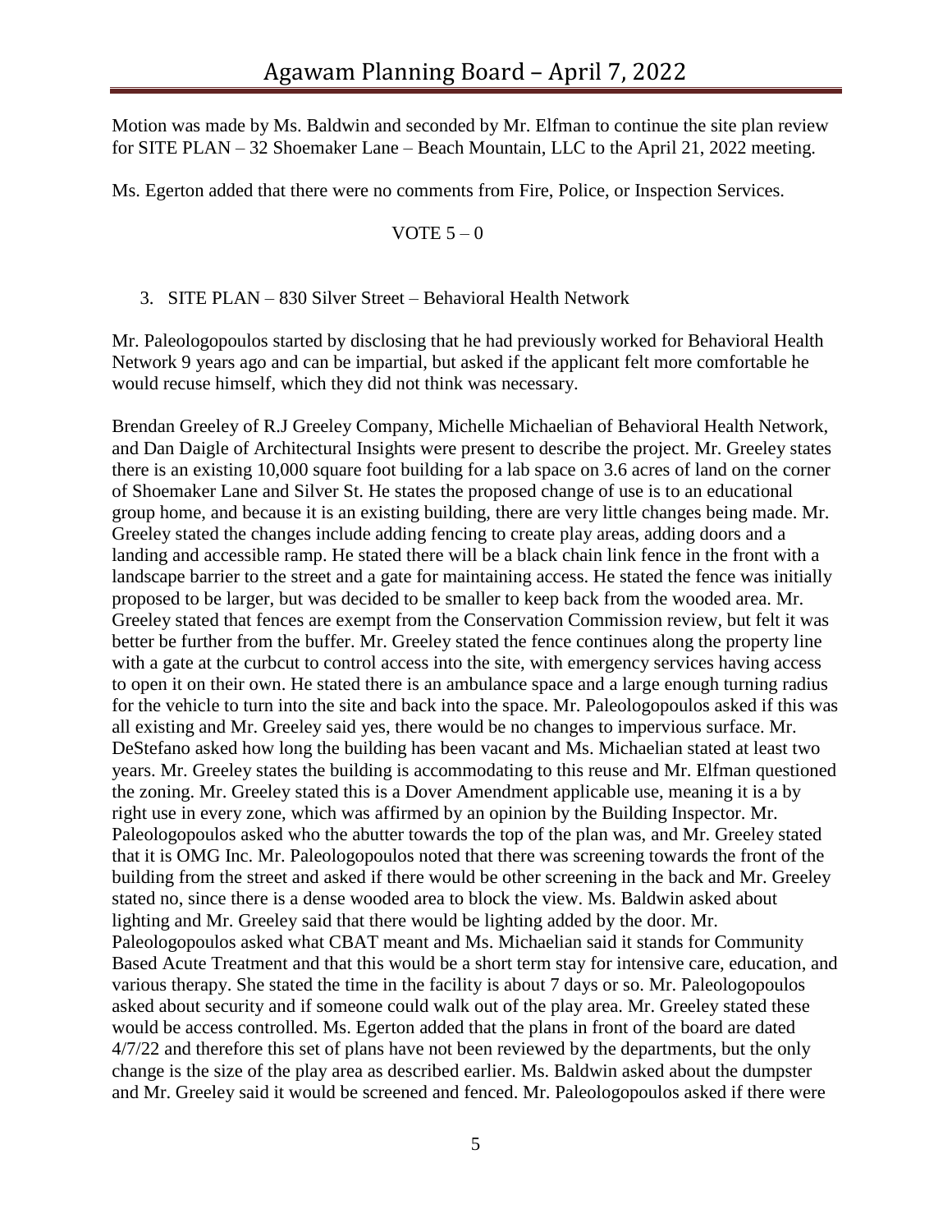Motion was made by Ms. Baldwin and seconded by Mr. Elfman to continue the site plan review for SITE PLAN – 32 Shoemaker Lane – Beach Mountain, LLC to the April 21, 2022 meeting.

Ms. Egerton added that there were no comments from Fire, Police, or Inspection Services.

VOTE 5 – 0

3. SITE PLAN – 830 Silver Street – Behavioral Health Network

Mr. Paleologopoulos started by disclosing that he had previously worked for Behavioral Health Network 9 years ago and can be impartial, but asked if the applicant felt more comfortable he would recuse himself, which they did not think was necessary.

Brendan Greeley of R.J Greeley Company, Michelle Michaelian of Behavioral Health Network, and Dan Daigle of Architectural Insights were present to describe the project. Mr. Greeley states there is an existing 10,000 square foot building for a lab space on 3.6 acres of land on the corner of Shoemaker Lane and Silver St. He states the proposed change of use is to an educational group home, and because it is an existing building, there are very little changes being made. Mr. Greeley stated the changes include adding fencing to create play areas, adding doors and a landing and accessible ramp. He stated there will be a black chain link fence in the front with a landscape barrier to the street and a gate for maintaining access. He stated the fence was initially proposed to be larger, but was decided to be smaller to keep back from the wooded area. Mr. Greeley stated that fences are exempt from the Conservation Commission review, but felt it was better be further from the buffer. Mr. Greeley stated the fence continues along the property line with a gate at the curbcut to control access into the site, with emergency services having access to open it on their own. He stated there is an ambulance space and a large enough turning radius for the vehicle to turn into the site and back into the space. Mr. Paleologopoulos asked if this was all existing and Mr. Greeley said yes, there would be no changes to impervious surface. Mr. DeStefano asked how long the building has been vacant and Ms. Michaelian stated at least two years. Mr. Greeley states the building is accommodating to this reuse and Mr. Elfman questioned the zoning. Mr. Greeley stated this is a Dover Amendment applicable use, meaning it is a by right use in every zone, which was affirmed by an opinion by the Building Inspector. Mr. Paleologopoulos asked who the abutter towards the top of the plan was, and Mr. Greeley stated that it is OMG Inc. Mr. Paleologopoulos noted that there was screening towards the front of the building from the street and asked if there would be other screening in the back and Mr. Greeley stated no, since there is a dense wooded area to block the view. Ms. Baldwin asked about lighting and Mr. Greeley said that there would be lighting added by the door. Mr. Paleologopoulos asked what CBAT meant and Ms. Michaelian said it stands for Community Based Acute Treatment and that this would be a short term stay for intensive care, education, and various therapy. She stated the time in the facility is about 7 days or so. Mr. Paleologopoulos asked about security and if someone could walk out of the play area. Mr. Greeley stated these would be access controlled. Ms. Egerton added that the plans in front of the board are dated 4/7/22 and therefore this set of plans have not been reviewed by the departments, but the only change is the size of the play area as described earlier. Ms. Baldwin asked about the dumpster and Mr. Greeley said it would be screened and fenced. Mr. Paleologopoulos asked if there were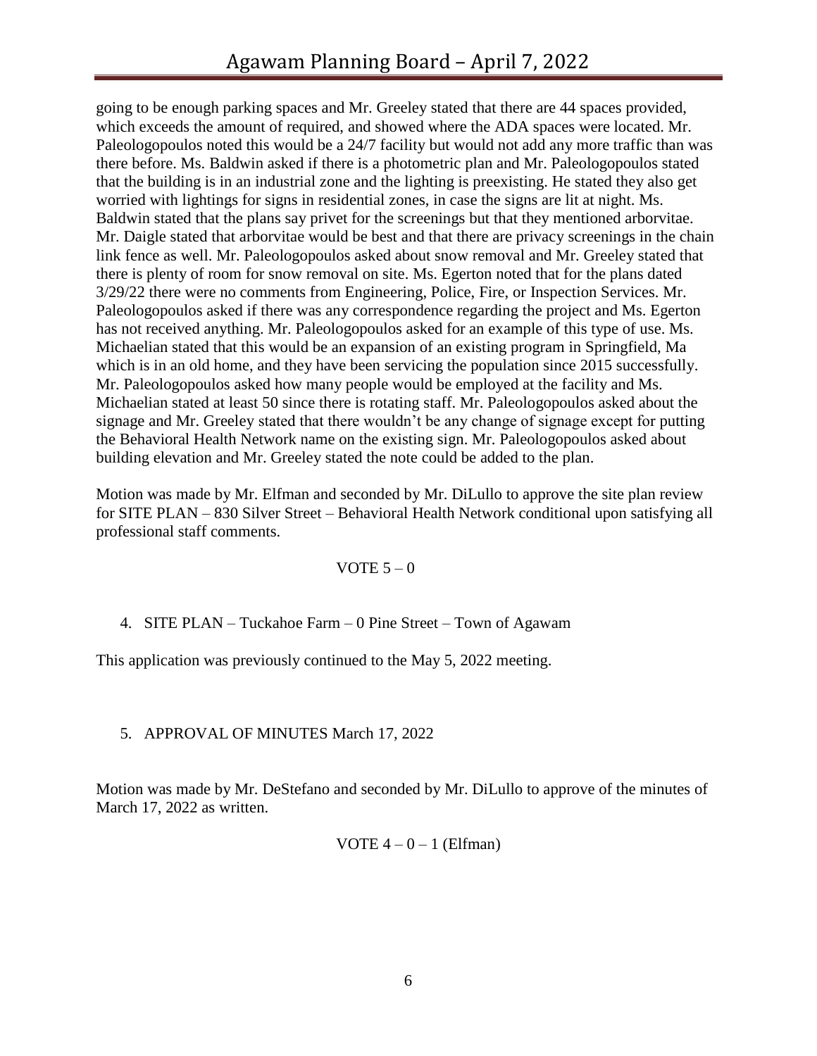going to be enough parking spaces and Mr. Greeley stated that there are 44 spaces provided, which exceeds the amount of required, and showed where the ADA spaces were located. Mr. Paleologopoulos noted this would be a 24/7 facility but would not add any more traffic than was there before. Ms. Baldwin asked if there is a photometric plan and Mr. Paleologopoulos stated that the building is in an industrial zone and the lighting is preexisting. He stated they also get worried with lightings for signs in residential zones, in case the signs are lit at night. Ms. Baldwin stated that the plans say privet for the screenings but that they mentioned arborvitae. Mr. Daigle stated that arborvitae would be best and that there are privacy screenings in the chain link fence as well. Mr. Paleologopoulos asked about snow removal and Mr. Greeley stated that there is plenty of room for snow removal on site. Ms. Egerton noted that for the plans dated 3/29/22 there were no comments from Engineering, Police, Fire, or Inspection Services. Mr. Paleologopoulos asked if there was any correspondence regarding the project and Ms. Egerton has not received anything. Mr. Paleologopoulos asked for an example of this type of use. Ms. Michaelian stated that this would be an expansion of an existing program in Springfield, Ma which is in an old home, and they have been servicing the population since 2015 successfully. Mr. Paleologopoulos asked how many people would be employed at the facility and Ms. Michaelian stated at least 50 since there is rotating staff. Mr. Paleologopoulos asked about the signage and Mr. Greeley stated that there wouldn't be any change of signage except for putting the Behavioral Health Network name on the existing sign. Mr. Paleologopoulos asked about building elevation and Mr. Greeley stated the note could be added to the plan.

Motion was made by Mr. Elfman and seconded by Mr. DiLullo to approve the site plan review for SITE PLAN – 830 Silver Street – Behavioral Health Network conditional upon satisfying all professional staff comments.

VOTE 5 – 0

4. SITE PLAN – Tuckahoe Farm – 0 Pine Street – Town of Agawam

This application was previously continued to the May 5, 2022 meeting.

5. APPROVAL OF MINUTES March 17, 2022

Motion was made by Mr. DeStefano and seconded by Mr. DiLullo to approve of the minutes of March 17, 2022 as written.

VOTE 4 – 0 – 1 (Elfman)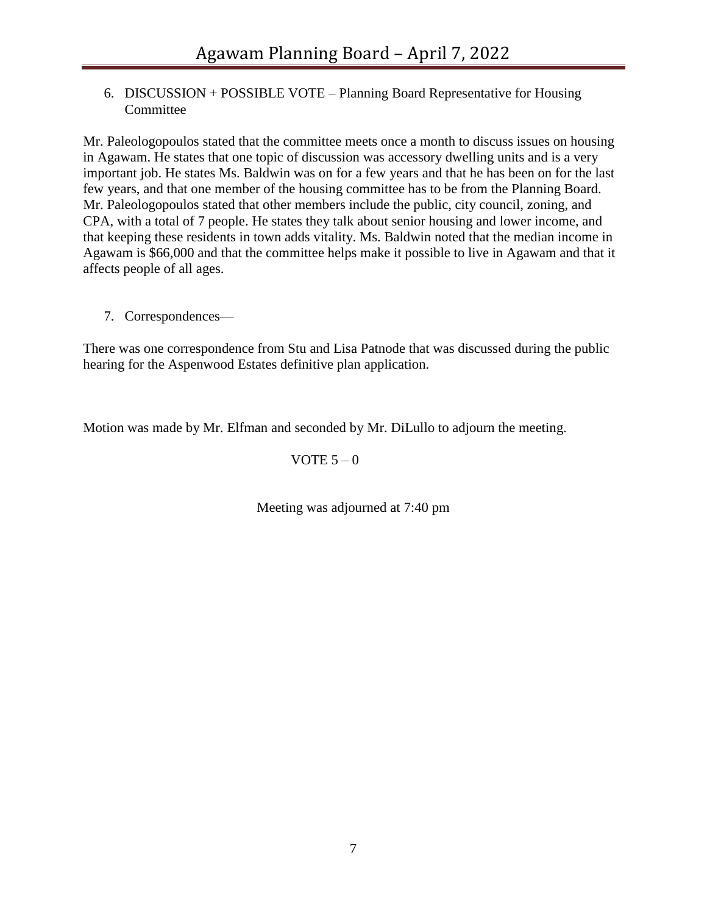6. DISCUSSION + POSSIBLE VOTE – Planning Board Representative for Housing Committee

Mr. Paleologopoulos stated that the committee meets once a month to discuss issues on housing in Agawam. He states that one topic of discussion was accessory dwelling units and is a very important job. He states Ms. Baldwin was on for a few years and that he has been on for the last few years, and that one member of the housing committee has to be from the Planning Board. Mr. Paleologopoulos stated that other members include the public, city council, zoning, and CPA, with a total of 7 people. He states they talk about senior housing and lower income, and that keeping these residents in town adds vitality. Ms. Baldwin noted that the median income in Agawam is $66,000 and that the committee helps make it possible to live in Agawam and that it affects people of all ages.

7. Correspondences—

There was one correspondence from Stu and Lisa Patnode that was discussed during the public hearing for the Aspenwood Estates definitive plan application.

Motion was made by Mr. Elfman and seconded by Mr. DiLullo to adjourn the meeting.

VOTE 5 – 0

Meeting was adjourned at 7:40 pm